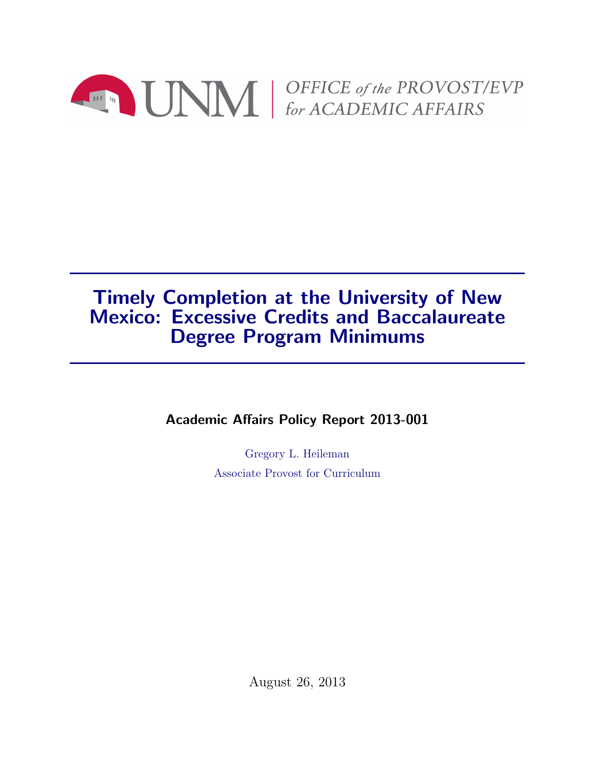UNM | *OFFICE of the PROVOST/EVP for ACADEMIC AFFAIRS*

# Timely Completion at the University of New Mexico: Excessive Credits and Baccalaureate Degree Program Minimums

**Academic Affairs Policy Report 2013-001**

Gregory L. Heileman

Associate Provost for Curriculum

August 26, 2013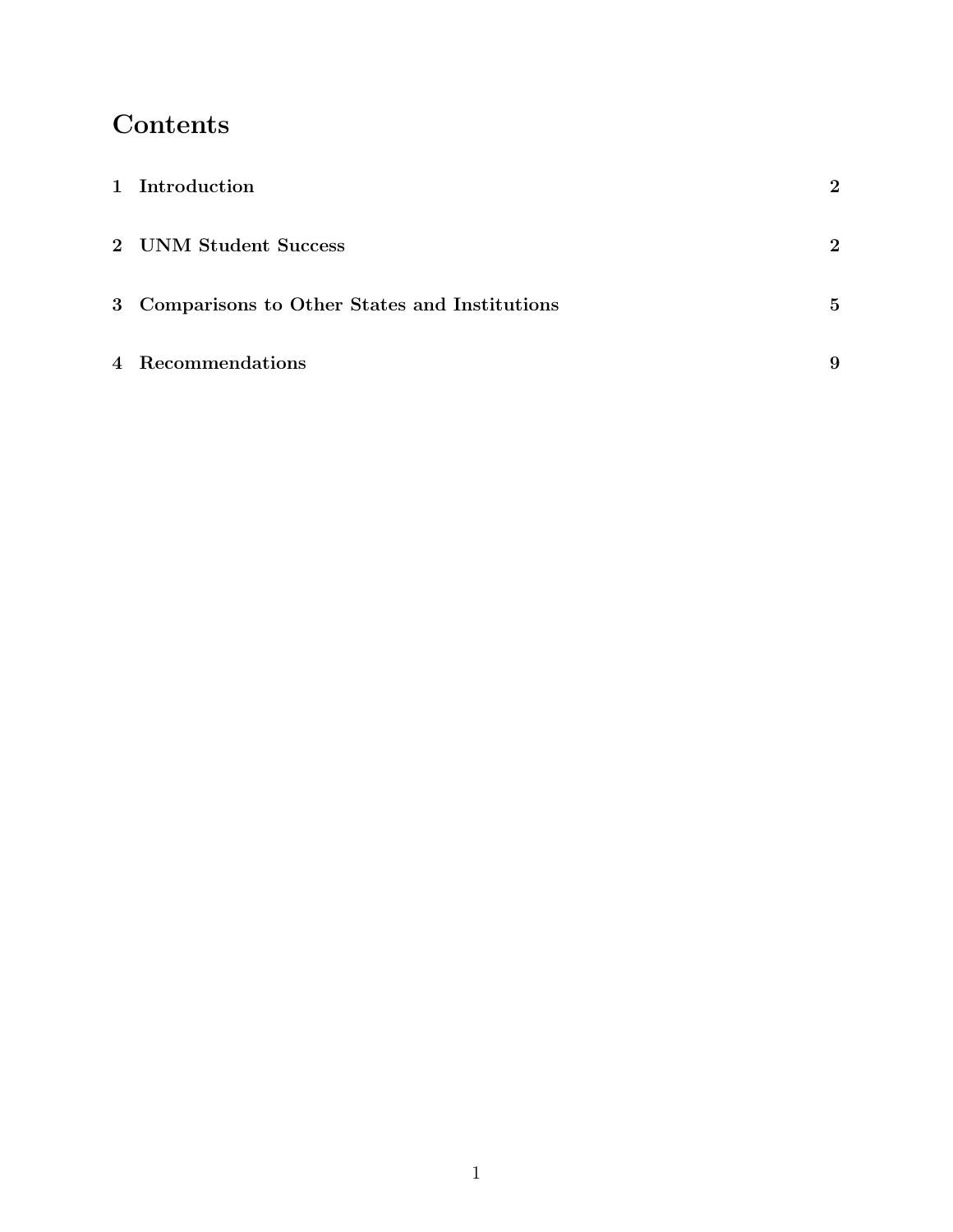# Contents

| | | |
|---|---|---|
| 1 | Introduction | 2 |
| 2 | UNM Student Success | 2 |
| 3 | Comparisons to Other States and Institutions | 5 |
| 4 | Recommendations | 9 |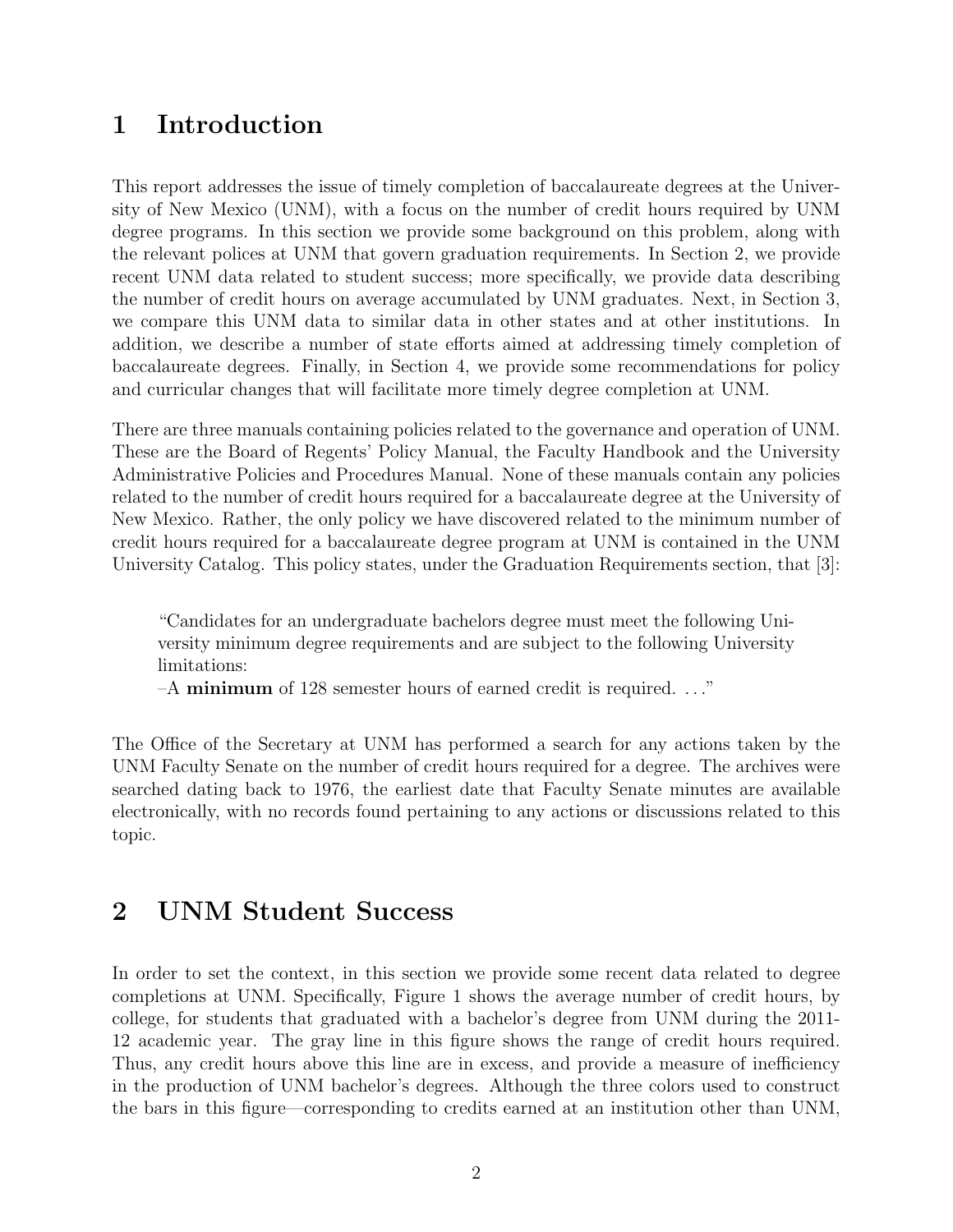# 1 Introduction

This report addresses the issue of timely completion of baccalaureate degrees at the University of New Mexico (UNM), with a focus on the number of credit hours required by UNM degree programs. In this section we provide some background on this problem, along with the relevant polices at UNM that govern graduation requirements. In Section 2, we provide recent UNM data related to student success; more specifically, we provide data describing the number of credit hours on average accumulated by UNM graduates. Next, in Section 3, we compare this UNM data to similar data in other states and at other institutions. In addition, we describe a number of state efforts aimed at addressing timely completion of baccalaureate degrees. Finally, in Section 4, we provide some recommendations for policy and curricular changes that will facilitate more timely degree completion at UNM.

There are three manuals containing policies related to the governance and operation of UNM. These are the Board of Regents' Policy Manual, the Faculty Handbook and the University Administrative Policies and Procedures Manual. None of these manuals contain any policies related to the number of credit hours required for a baccalaureate degree at the University of New Mexico. Rather, the only policy we have discovered related to the minimum number of credit hours required for a baccalaureate degree program at UNM is contained in the UNM University Catalog. This policy states, under the Graduation Requirements section, that [3]:

> "Candidates for an undergraduate bachelors degree must meet the following University minimum degree requirements and are subject to the following University limitations:
> –A **minimum** of 128 semester hours of earned credit is required. ..."

The Office of the Secretary at UNM has performed a search for any actions taken by the UNM Faculty Senate on the number of credit hours required for a degree. The archives were searched dating back to 1976, the earliest date that Faculty Senate minutes are available electronically, with no records found pertaining to any actions or discussions related to this topic.

# 2 UNM Student Success

In order to set the context, in this section we provide some recent data related to degree completions at UNM. Specifically, Figure 1 shows the average number of credit hours, by college, for students that graduated with a bachelor's degree from UNM during the 2011-12 academic year. The gray line in this figure shows the range of credit hours required. Thus, any credit hours above this line are in excess, and provide a measure of inefficiency in the production of UNM bachelor's degrees. Although the three colors used to construct the bars in this figure—corresponding to credits earned at an institution other than UNM,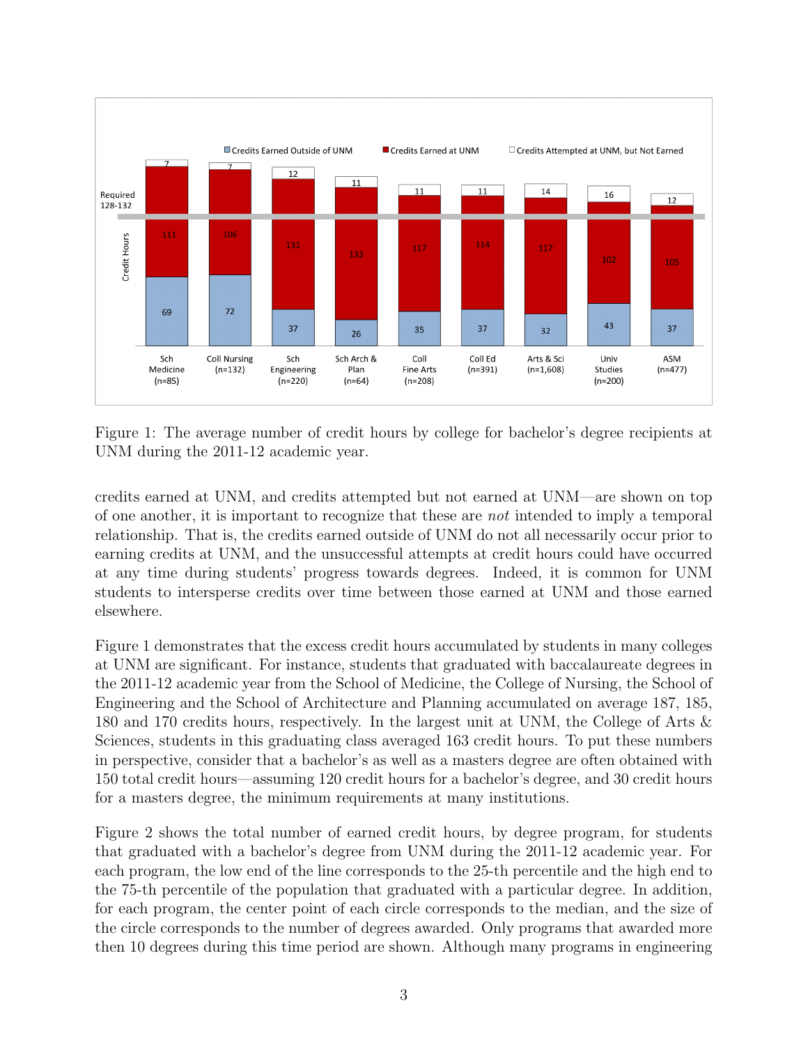Figure 1: The average number of credit hours by college for bachelor's degree recipients at UNM during the 2011-12 academic year.

credits earned at UNM, and credits attempted but not earned at UNM—are shown on top of one another, it is important to recognize that these are *not* intended to imply a temporal relationship. That is, the credits earned outside of UNM do not all necessarily occur prior to earning credits at UNM, and the unsuccessful attempts at credit hours could have occurred at any time during students' progress towards degrees. Indeed, it is common for UNM students to intersperse credits over time between those earned at UNM and those earned elsewhere.

Figure 1 demonstrates that the excess credit hours accumulated by students in many colleges at UNM are significant. For instance, students that graduated with baccalaureate degrees in the 2011-12 academic year from the School of Medicine, the College of Nursing, the School of Engineering and the School of Architecture and Planning accumulated on average 187, 185, 180 and 170 credits hours, respectively. In the largest unit at UNM, the College of Arts & Sciences, students in this graduating class averaged 163 credit hours. To put these numbers in perspective, consider that a bachelor's as well as a masters degree are often obtained with 150 total credit hours—assuming 120 credit hours for a bachelor's degree, and 30 credit hours for a masters degree, the minimum requirements at many institutions.

Figure 2 shows the total number of earned credit hours, by degree program, for students that graduated with a bachelor's degree from UNM during the 2011-12 academic year. For each program, the low end of the line corresponds to the 25-th percentile and the high end to the 75-th percentile of the population that graduated with a particular degree. In addition, for each program, the center point of each circle corresponds to the median, and the size of the circle corresponds to the number of degrees awarded. Only programs that awarded more then 10 degrees during this time period are shown. Although many programs in engineering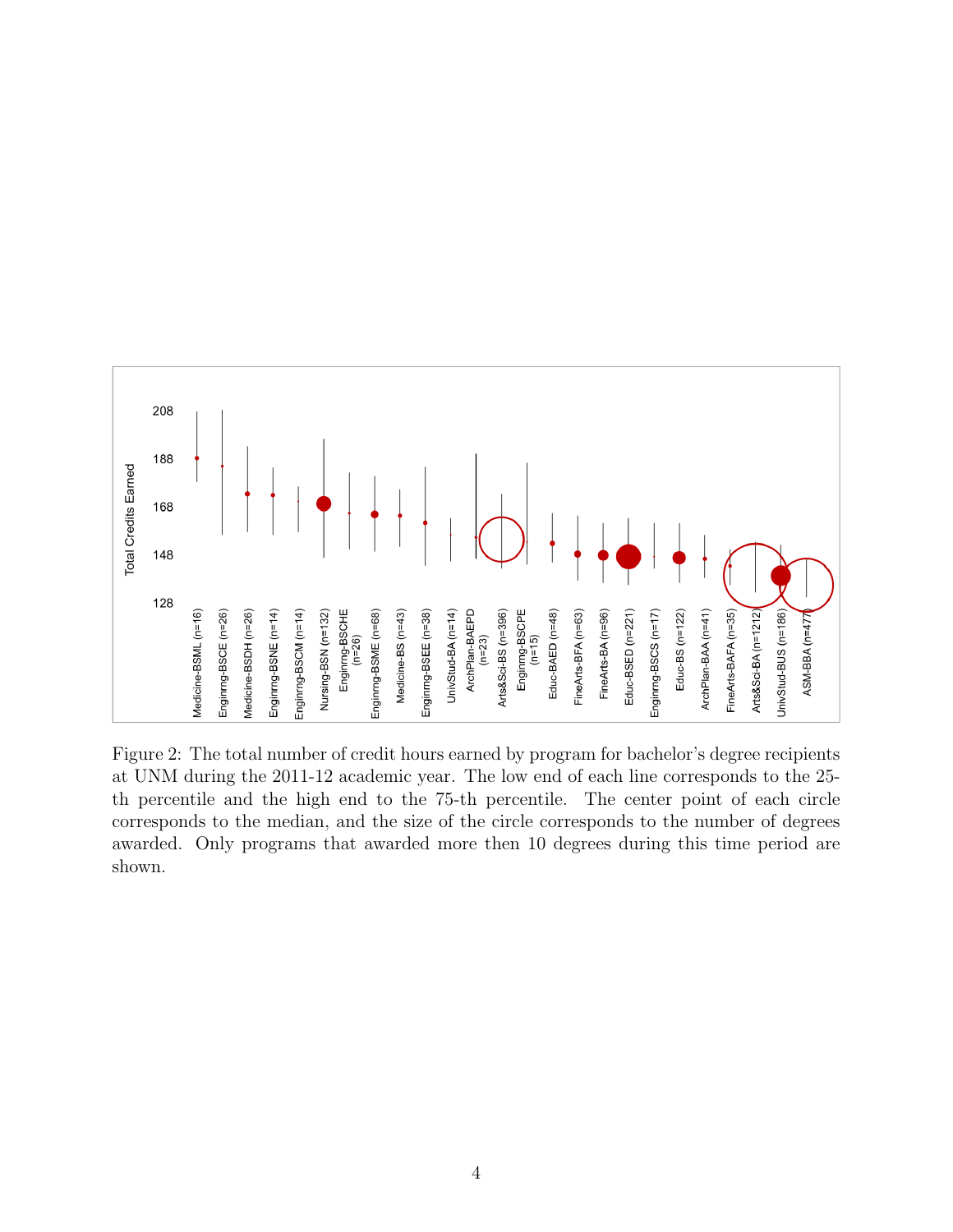Figure 2: The total number of credit hours earned by program for bachelor's degree recipients at UNM during the 2011-12 academic year. The low end of each line corresponds to the 25-th percentile and the high end to the 75-th percentile. The center point of each circle corresponds to the median, and the size of the circle corresponds to the number of degrees awarded. Only programs that awarded more then 10 degrees during this time period are shown.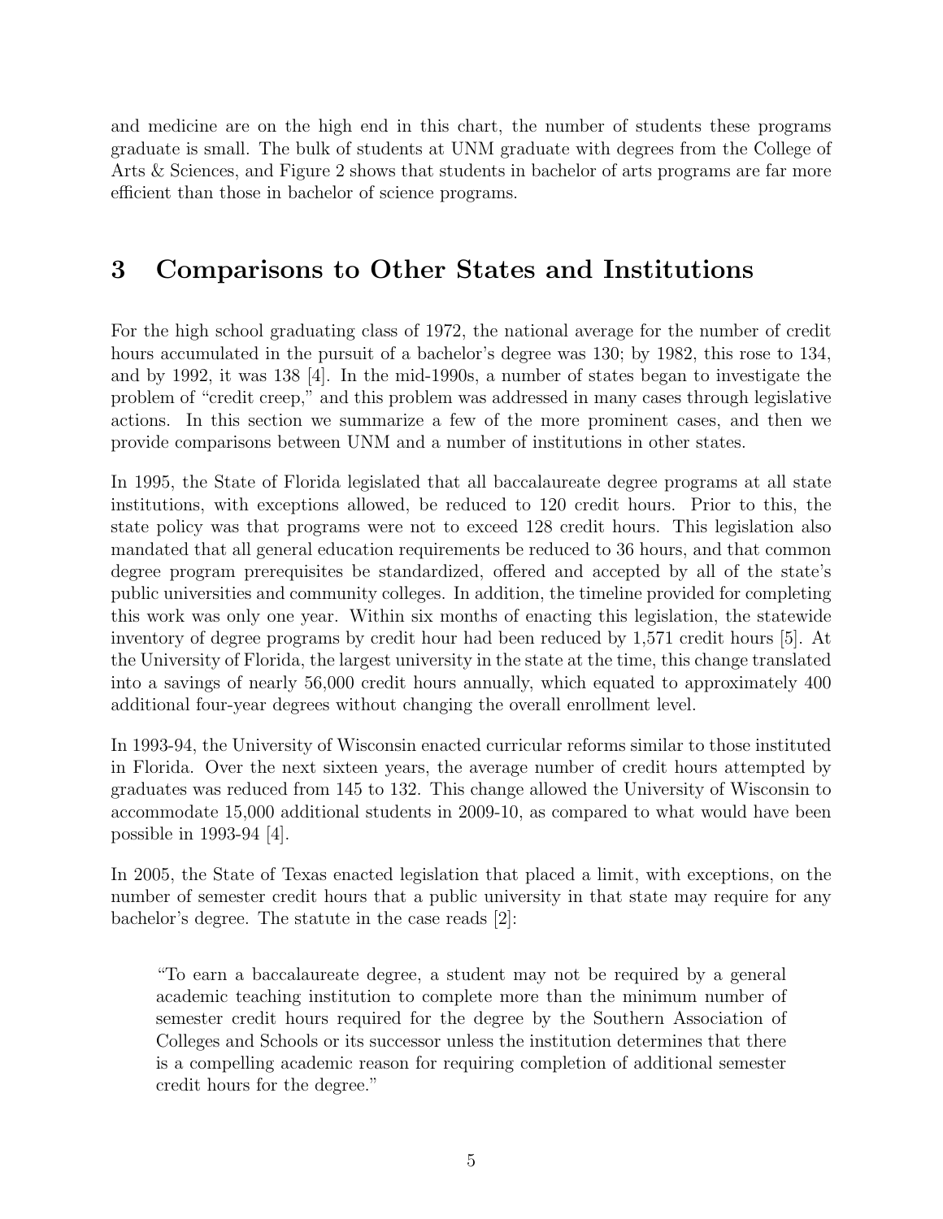and medicine are on the high end in this chart, the number of students these programs graduate is small. The bulk of students at UNM graduate with degrees from the College of Arts & Sciences, and Figure 2 shows that students in bachelor of arts programs are far more efficient than those in bachelor of science programs.

## 3 Comparisons to Other States and Institutions

For the high school graduating class of 1972, the national average for the number of credit hours accumulated in the pursuit of a bachelor's degree was 130; by 1982, this rose to 134, and by 1992, it was 138 [4]. In the mid-1990s, a number of states began to investigate the problem of "credit creep," and this problem was addressed in many cases through legislative actions. In this section we summarize a few of the more prominent cases, and then we provide comparisons between UNM and a number of institutions in other states.

In 1995, the State of Florida legislated that all baccalaureate degree programs at all state institutions, with exceptions allowed, be reduced to 120 credit hours. Prior to this, the state policy was that programs were not to exceed 128 credit hours. This legislation also mandated that all general education requirements be reduced to 36 hours, and that common degree program prerequisites be standardized, offered and accepted by all of the state's public universities and community colleges. In addition, the timeline provided for completing this work was only one year. Within six months of enacting this legislation, the statewide inventory of degree programs by credit hour had been reduced by 1,571 credit hours [5]. At the University of Florida, the largest university in the state at the time, this change translated into a savings of nearly 56,000 credit hours annually, which equated to approximately 400 additional four-year degrees without changing the overall enrollment level.

In 1993-94, the University of Wisconsin enacted curricular reforms similar to those instituted in Florida. Over the next sixteen years, the average number of credit hours attempted by graduates was reduced from 145 to 132. This change allowed the University of Wisconsin to accommodate 15,000 additional students in 2009-10, as compared to what would have been possible in 1993-94 [4].

In 2005, the State of Texas enacted legislation that placed a limit, with exceptions, on the number of semester credit hours that a public university in that state may require for any bachelor's degree. The statute in the case reads [2]:

> "To earn a baccalaureate degree, a student may not be required by a general academic teaching institution to complete more than the minimum number of semester credit hours required for the degree by the Southern Association of Colleges and Schools or its successor unless the institution determines that there is a compelling academic reason for requiring completion of additional semester credit hours for the degree."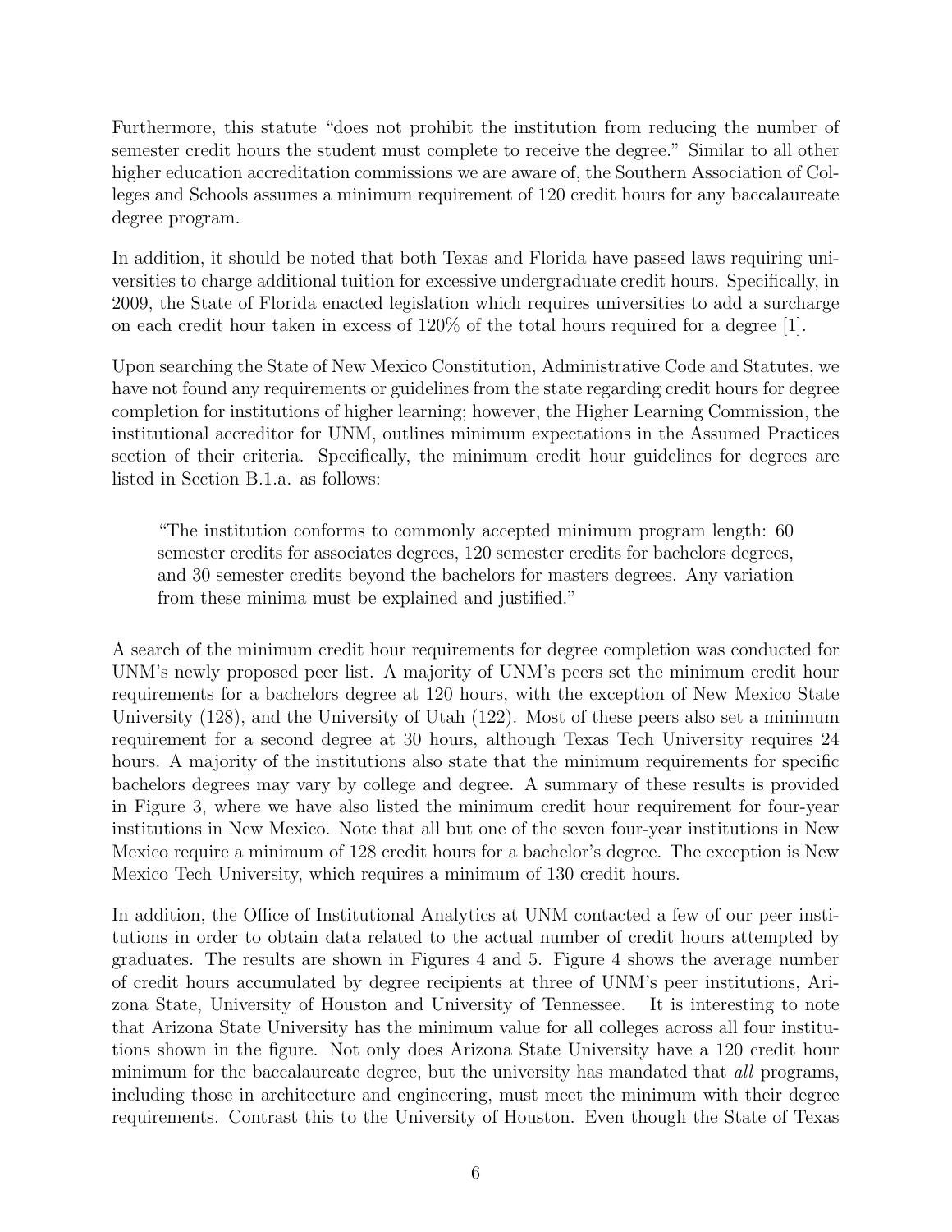Furthermore, this statute "does not prohibit the institution from reducing the number of semester credit hours the student must complete to receive the degree." Similar to all other higher education accreditation commissions we are aware of, the Southern Association of Colleges and Schools assumes a minimum requirement of 120 credit hours for any baccalaureate degree program.

In addition, it should be noted that both Texas and Florida have passed laws requiring universities to charge additional tuition for excessive undergraduate credit hours. Specifically, in 2009, the State of Florida enacted legislation which requires universities to add a surcharge on each credit hour taken in excess of 120% of the total hours required for a degree [1].

Upon searching the State of New Mexico Constitution, Administrative Code and Statutes, we have not found any requirements or guidelines from the state regarding credit hours for degree completion for institutions of higher learning; however, the Higher Learning Commission, the institutional accreditor for UNM, outlines minimum expectations in the Assumed Practices section of their criteria. Specifically, the minimum credit hour guidelines for degrees are listed in Section B.1.a. as follows:

> "The institution conforms to commonly accepted minimum program length: 60 semester credits for associates degrees, 120 semester credits for bachelors degrees, and 30 semester credits beyond the bachelors for masters degrees. Any variation from these minima must be explained and justified."

A search of the minimum credit hour requirements for degree completion was conducted for UNM's newly proposed peer list. A majority of UNM's peers set the minimum credit hour requirements for a bachelors degree at 120 hours, with the exception of New Mexico State University (128), and the University of Utah (122). Most of these peers also set a minimum requirement for a second degree at 30 hours, although Texas Tech University requires 24 hours. A majority of the institutions also state that the minimum requirements for specific bachelors degrees may vary by college and degree. A summary of these results is provided in Figure 3, where we have also listed the minimum credit hour requirement for four-year institutions in New Mexico. Note that all but one of the seven four-year institutions in New Mexico require a minimum of 128 credit hours for a bachelor's degree. The exception is New Mexico Tech University, which requires a minimum of 130 credit hours.

In addition, the Office of Institutional Analytics at UNM contacted a few of our peer institutions in order to obtain data related to the actual number of credit hours attempted by graduates. The results are shown in Figures 4 and 5. Figure 4 shows the average number of credit hours accumulated by degree recipients at three of UNM's peer institutions, Arizona State, University of Houston and University of Tennessee. It is interesting to note that Arizona State University has the minimum value for all colleges across all four institutions shown in the figure. Not only does Arizona State University have a 120 credit hour minimum for the baccalaureate degree, but the university has mandated that *all* programs, including those in architecture and engineering, must meet the minimum with their degree requirements. Contrast this to the University of Houston. Even though the State of Texas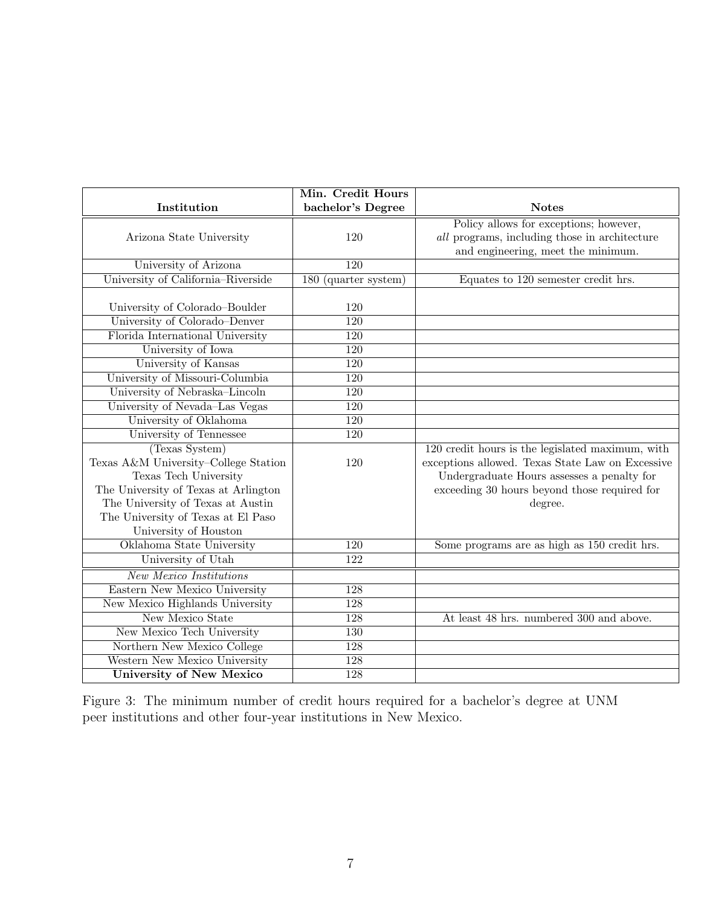| Institution | Min. Credit Hours bachelor's Degree | Notes |
|---|---|---|
| Arizona State University | 120 | Policy allows for exceptions; however, *all* programs, including those in architecture and engineering, meet the minimum. |
| University of Arizona | 120 | |
| University of California–Riverside | 180 (quarter system) | Equates to 120 semester credit hrs. |
| University of Colorado–Boulder | 120 | |
| University of Colorado–Denver | 120 | |
| Florida International University | 120 | |
| University of Iowa | 120 | |
| University of Kansas | 120 | |
| University of Missouri-Columbia | 120 | |
| University of Nebraska–Lincoln | 120 | |
| University of Nevada–Las Vegas | 120 | |
| University of Oklahoma | 120 | |
| University of Tennessee | 120 | |
| (Texas System) Texas A&M University–College Station, Texas Tech University, The University of Texas at Arlington, The University of Texas at Austin, The University of Texas at El Paso, University of Houston | 120 | 120 credit hours is the legislated maximum, with exceptions allowed. Texas State Law on Excessive Undergraduate Hours assesses a penalty for exceeding 30 hours beyond those required for degree. |
| Oklahoma State University | 120 | Some programs are as high as 150 credit hrs. |
| University of Utah | 122 | |
| *New Mexico Institutions* | | |
| Eastern New Mexico University | 128 | |
| New Mexico Highlands University | 128 | |
| New Mexico State | 128 | At least 48 hrs. numbered 300 and above. |
| New Mexico Tech University | 130 | |
| Northern New Mexico College | 128 | |
| Western New Mexico University | 128 | |
| **University of New Mexico** | 128 | |

Figure 3: The minimum number of credit hours required for a bachelor's degree at UNM peer institutions and other four-year institutions in New Mexico.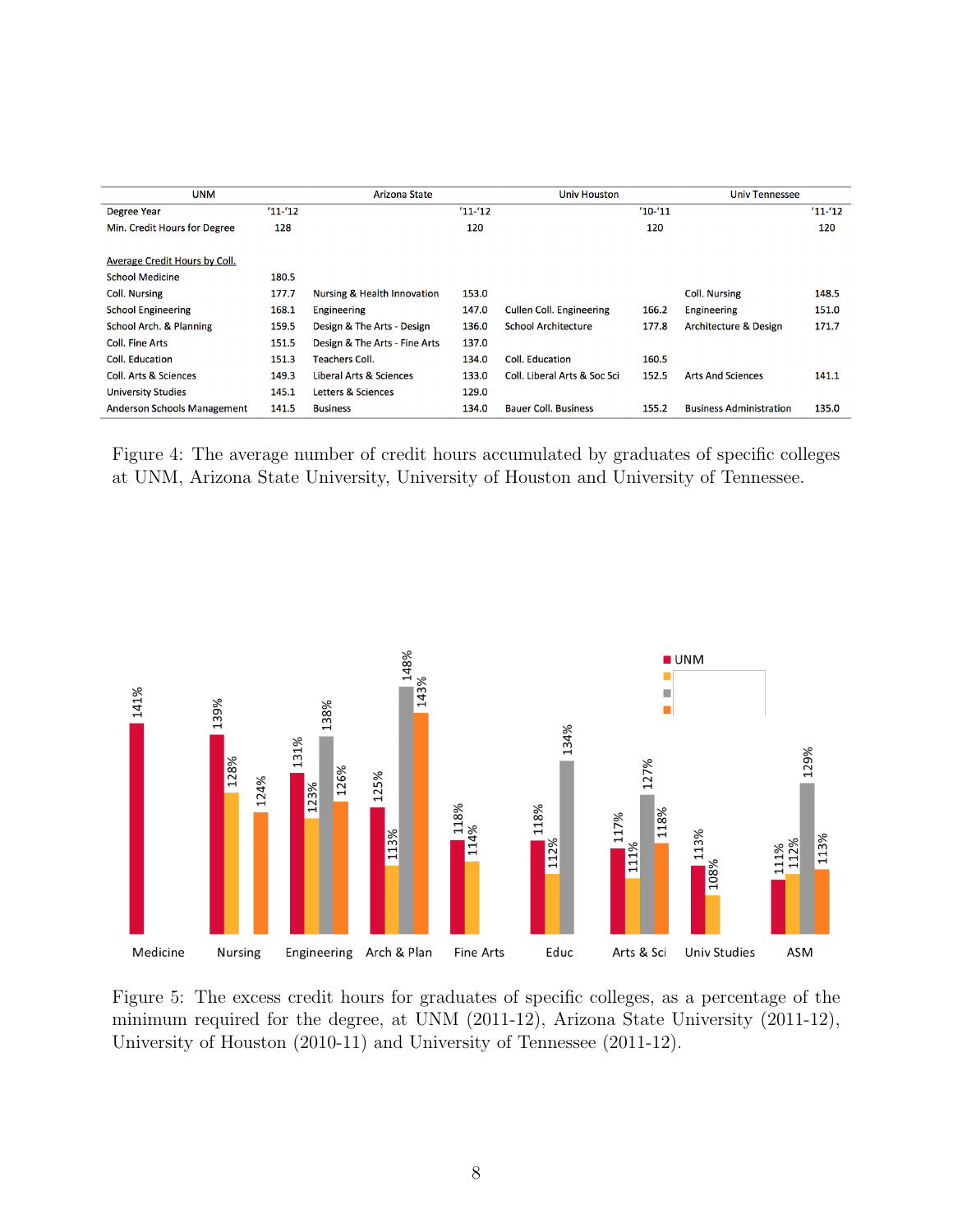| UNM | | Arizona State | | Univ Houston | | Univ Tennessee | |
|---|---|---|---|---|---|---|---|
| Degree Year | '11-'12 | | '11-'12 | | '10-'11 | | '11-'12 |
| Min. Credit Hours for Degree | 128 | | 120 | | 120 | | 120 |
| | | | | | | | |
| Average Credit Hours by Coll. | | | | | | | |
| School Medicine | 180.5 | | | | | | |
| Coll. Nursing | 177.7 | Nursing & Health Innovation | 153.0 | | | Coll. Nursing | 148.5 |
| School Engineering | 168.1 | Engineering | 147.0 | Cullen Coll. Engineering | 166.2 | Engineering | 151.0 |
| School Arch. & Planning | 159.5 | Design & The Arts - Design | 136.0 | School Architecture | 177.8 | Architecture & Design | 171.7 |
| Coll. Fine Arts | 151.5 | Design & The Arts - Fine Arts | 137.0 | | | | |
| Coll. Education | 151.3 | Teachers Coll. | 134.0 | Coll. Education | 160.5 | | |
| Coll. Arts & Sciences | 149.3 | Liberal Arts & Sciences | 133.0 | Coll. Liberal Arts & Soc Sci | 152.5 | Arts And Sciences | 141.1 |
| University Studies | 145.1 | Letters & Sciences | 129.0 | | | | |
| Anderson Schools Management | 141.5 | Business | 134.0 | Bauer Coll. Business | 155.2 | Business Administration | 135.0 |

Figure 4: The average number of credit hours accumulated by graduates of specific colleges at UNM, Arizona State University, University of Houston and University of Tennessee.

Figure 5: The excess credit hours for graduates of specific colleges, as a percentage of the minimum required for the degree, at UNM (2011-12), Arizona State University (2011-12), University of Houston (2010-11) and University of Tennessee (2011-12).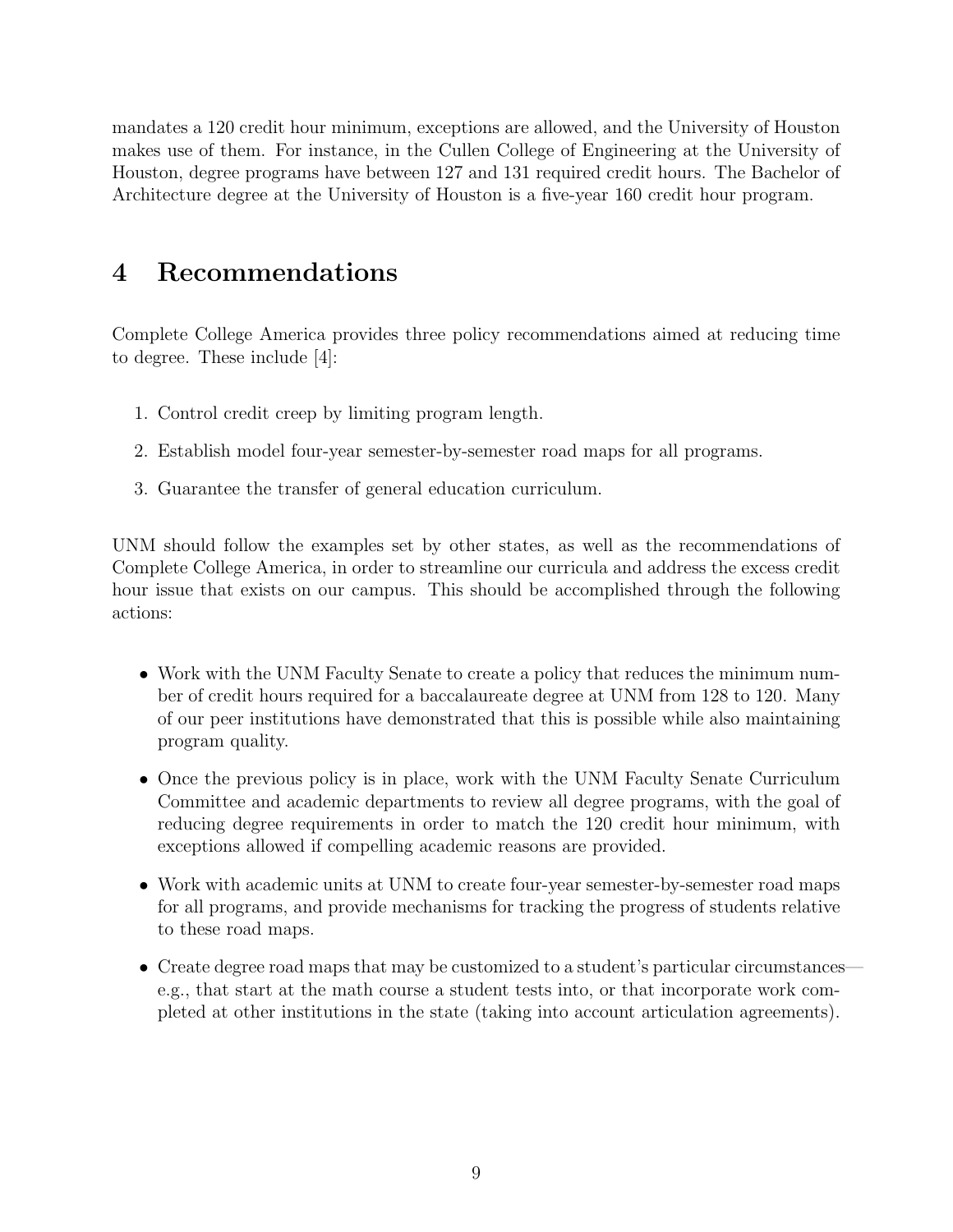mandates a 120 credit hour minimum, exceptions are allowed, and the University of Houston makes use of them. For instance, in the Cullen College of Engineering at the University of Houston, degree programs have between 127 and 131 required credit hours. The Bachelor of Architecture degree at the University of Houston is a five-year 160 credit hour program.

# 4 Recommendations

Complete College America provides three policy recommendations aimed at reducing time to degree. These include [4]:

1. Control credit creep by limiting program length.
2. Establish model four-year semester-by-semester road maps for all programs.
3. Guarantee the transfer of general education curriculum.

UNM should follow the examples set by other states, as well as the recommendations of Complete College America, in order to streamline our curricula and address the excess credit hour issue that exists on our campus. This should be accomplished through the following actions:

- Work with the UNM Faculty Senate to create a policy that reduces the minimum number of credit hours required for a baccalaureate degree at UNM from 128 to 120. Many of our peer institutions have demonstrated that this is possible while also maintaining program quality.
- Once the previous policy is in place, work with the UNM Faculty Senate Curriculum Committee and academic departments to review all degree programs, with the goal of reducing degree requirements in order to match the 120 credit hour minimum, with exceptions allowed if compelling academic reasons are provided.
- Work with academic units at UNM to create four-year semester-by-semester road maps for all programs, and provide mechanisms for tracking the progress of students relative to these road maps.
- Create degree road maps that may be customized to a student's particular circumstances—e.g., that start at the math course a student tests into, or that incorporate work completed at other institutions in the state (taking into account articulation agreements).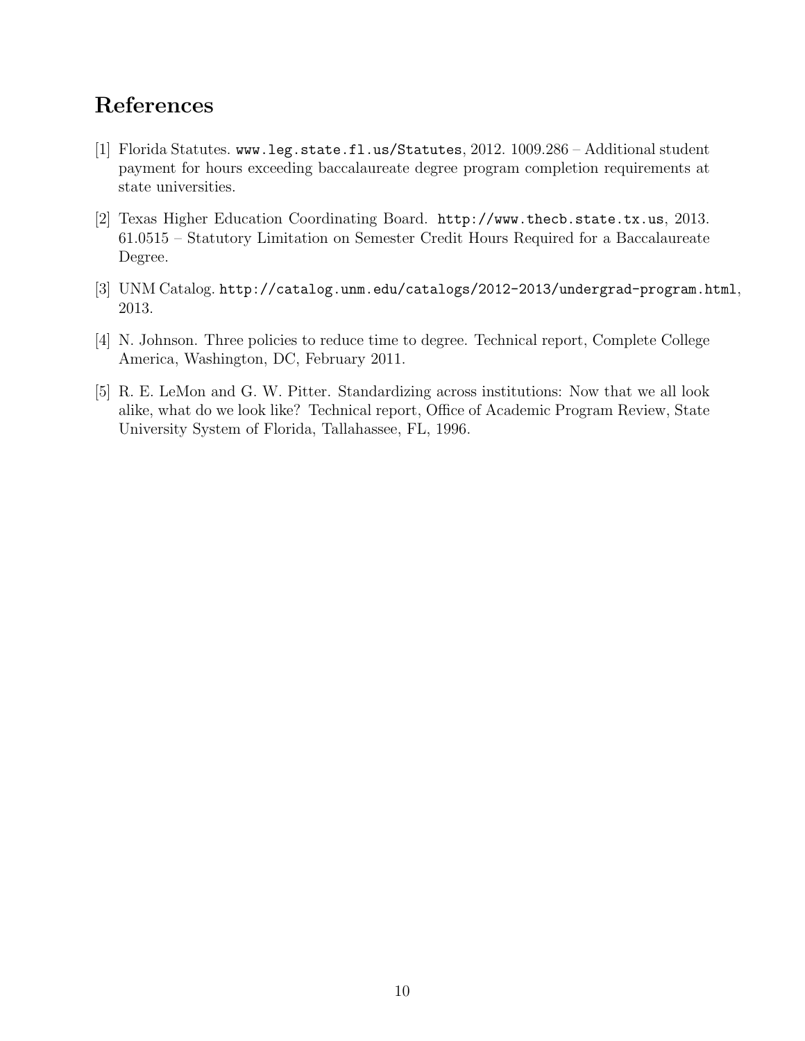## References

[1] Florida Statutes. `www.leg.state.fl.us/Statutes`, 2012. 1009.286 – Additional student payment for hours exceeding baccalaureate degree program completion requirements at state universities.

[2] Texas Higher Education Coordinating Board. `http://www.thecb.state.tx.us`, 2013. 61.0515 – Statutory Limitation on Semester Credit Hours Required for a Baccalaureate Degree.

[3] UNM Catalog. `http://catalog.unm.edu/catalogs/2012-2013/undergrad-program.html`, 2013.

[4] N. Johnson. Three policies to reduce time to degree. Technical report, Complete College America, Washington, DC, February 2011.

[5] R. E. LeMon and G. W. Pitter. Standardizing across institutions: Now that we all look alike, what do we look like? Technical report, Office of Academic Program Review, State University System of Florida, Tallahassee, FL, 1996.